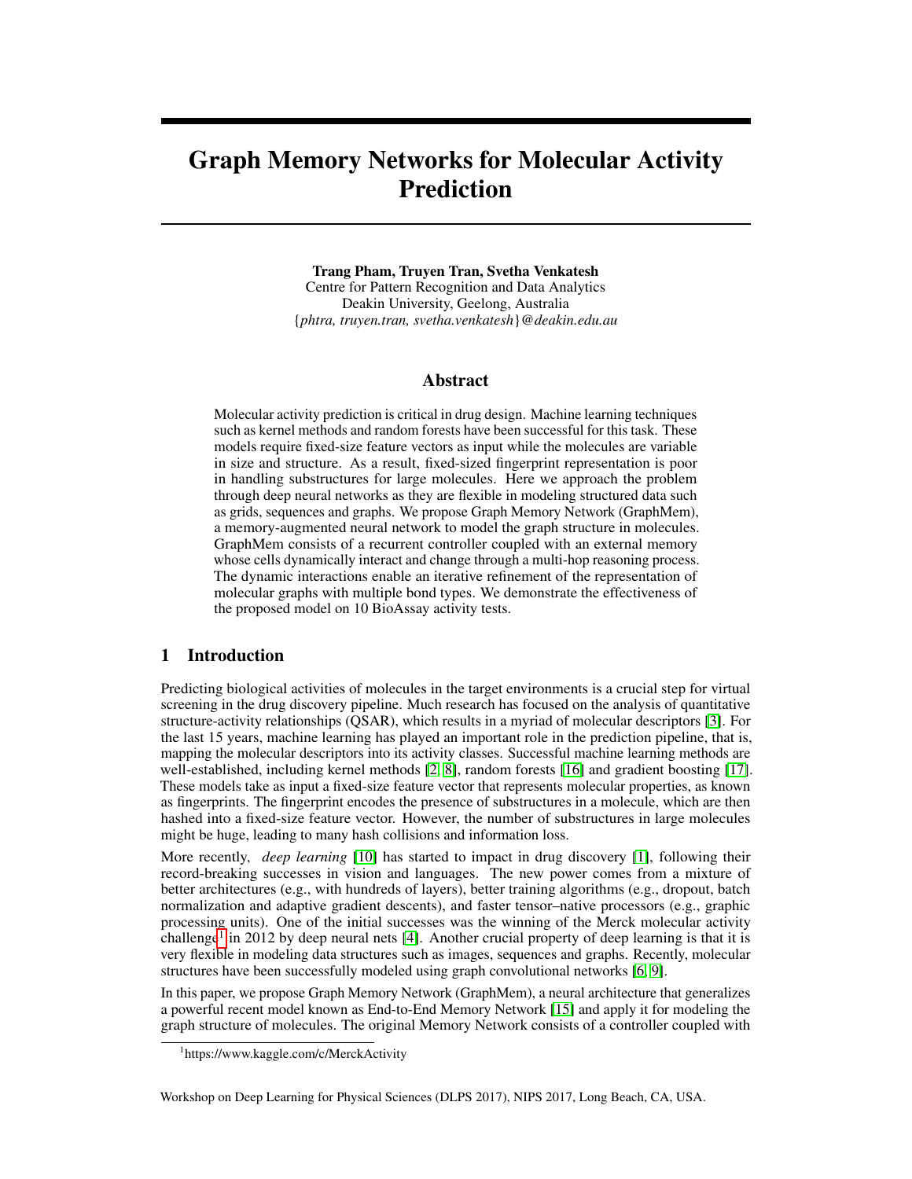# Graph Memory Networks for Molecular Activity Prediction

**Trang Pham, Truyen Tran, Svetha Venkatesh**
Centre for Pattern Recognition and Data Analytics
Deakin University, Geelong, Australia
{*phtra, truyen.tran, svetha.venkatesh*}*@deakin.edu.au*

## Abstract

Molecular activity prediction is critical in drug design. Machine learning techniques such as kernel methods and random forests have been successful for this task. These models require fixed-size feature vectors as input while the molecules are variable in size and structure. As a result, fixed-sized fingerprint representation is poor in handling substructures for large molecules. Here we approach the problem through deep neural networks as they are flexible in modeling structured data such as grids, sequences and graphs. We propose Graph Memory Network (GraphMem), a memory-augmented neural network to model the graph structure in molecules. GraphMem consists of a recurrent controller coupled with an external memory whose cells dynamically interact and change through a multi-hop reasoning process. The dynamic interactions enable an iterative refinement of the representation of molecular graphs with multiple bond types. We demonstrate the effectiveness of the proposed model on 10 BioAssay activity tests.

## 1 Introduction

Predicting biological activities of molecules in the target environments is a crucial step for virtual screening in the drug discovery pipeline. Much research has focused on the analysis of quantitative structure-activity relationships (QSAR), which results in a myriad of molecular descriptors [3]. For the last 15 years, machine learning has played an important role in the prediction pipeline, that is, mapping the molecular descriptors into its activity classes. Successful machine learning methods are well-established, including kernel methods [2, 8], random forests [16] and gradient boosting [17]. These models take as input a fixed-size feature vector that represents molecular properties, as known as fingerprints. The fingerprint encodes the presence of substructures in a molecule, which are then hashed into a fixed-size feature vector. However, the number of substructures in large molecules might be huge, leading to many hash collisions and information loss.

More recently, *deep learning* [10] has started to impact in drug discovery [1], following their record-breaking successes in vision and languages. The new power comes from a mixture of better architectures (e.g., with hundreds of layers), better training algorithms (e.g., dropout, batch normalization and adaptive gradient descents), and faster tensor–native processors (e.g., graphic processing units). One of the initial successes was the winning of the Merck molecular activity challenge[1] in 2012 by deep neural nets [4]. Another crucial property of deep learning is that it is very flexible in modeling data structures such as images, sequences and graphs. Recently, molecular structures have been successfully modeled using graph convolutional networks [6, 9].

In this paper, we propose Graph Memory Network (GraphMem), a neural architecture that generalizes a powerful recent model known as End-to-End Memory Network [15] and apply it for modeling the graph structure of molecules. The original Memory Network consists of a controller coupled with

[1] https://www.kaggle.com/c/MerckActivity

Workshop on Deep Learning for Physical Sciences (DLPS 2017), NIPS 2017, Long Beach, CA, USA.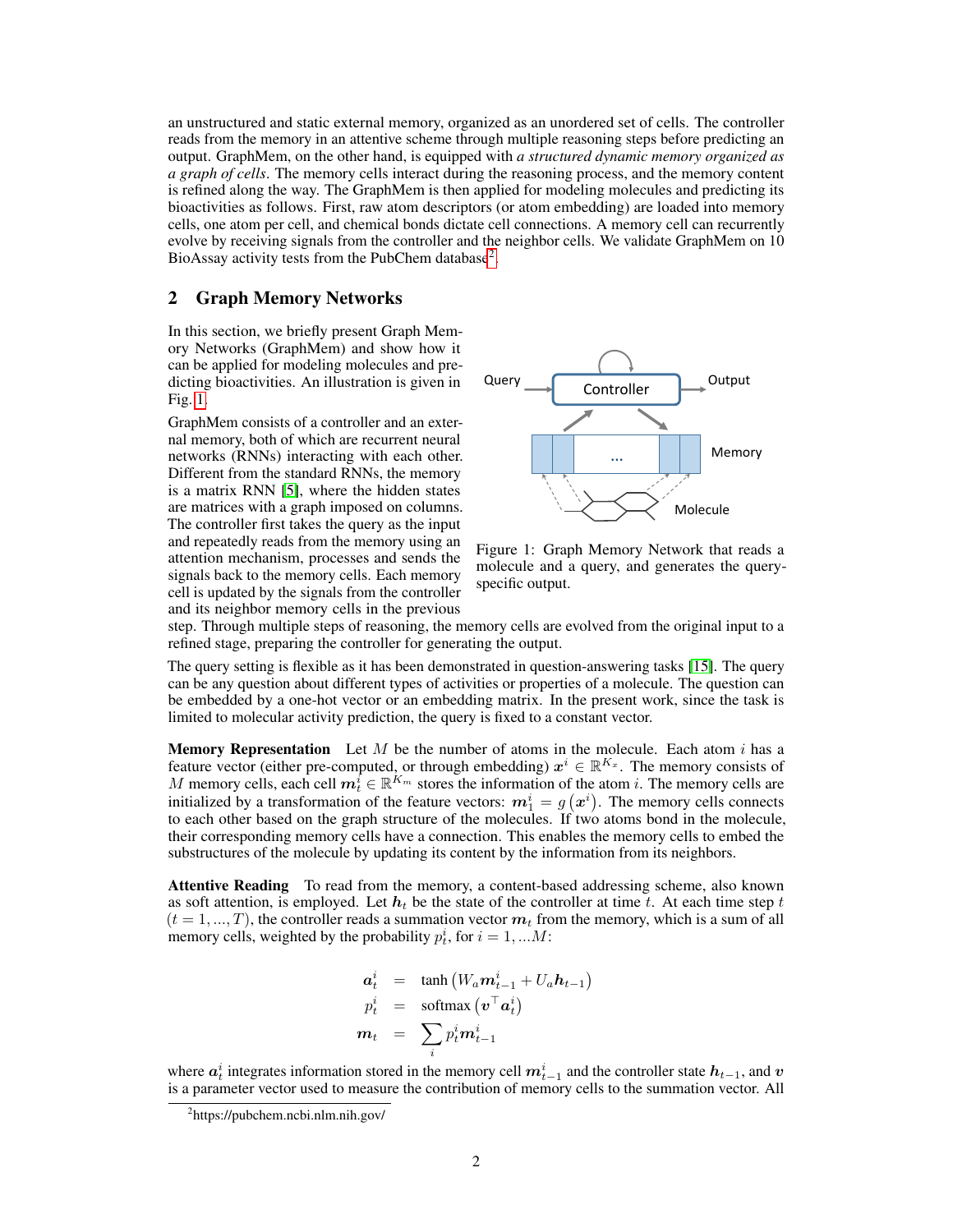an unstructured and static external memory, organized as an unordered set of cells. The controller reads from the memory in an attentive scheme through multiple reasoning steps before predicting an output. GraphMem, on the other hand, is equipped with *a structured dynamic memory organized as a graph of cells*. The memory cells interact during the reasoning process, and the memory content is refined along the way. The GraphMem is then applied for modeling molecules and predicting its bioactivities as follows. First, raw atom descriptors (or atom embedding) are loaded into memory cells, one atom per cell, and chemical bonds dictate cell connections. A memory cell can recurrently evolve by receiving signals from the controller and the neighbor cells. We validate GraphMem on 10 BioAssay activity tests from the PubChem database[2].

## 2 Graph Memory Networks

In this section, we briefly present Graph Memory Networks (GraphMem) and show how it can be applied for modeling molecules and predicting bioactivities. An illustration is given in Fig. 1.

GraphMem consists of a controller and an external memory, both of which are recurrent neural networks (RNNs) interacting with each other. Different from the standard RNNs, the memory is a matrix RNN [5], where the hidden states are matrices with a graph imposed on columns. The controller first takes the query as the input and repeatedly reads from the memory using an attention mechanism, processes and sends the signals back to the memory cells. Each memory cell is updated by the signals from the controller and its neighbor memory cells in the previous step. Through multiple steps of reasoning, the memory cells are evolved from the original input to a refined stage, preparing the controller for generating the output.

Figure 1: Graph Memory Network that reads a molecule and a query, and generates the query-specific output.

The query setting is flexible as it has been demonstrated in question-answering tasks [15]. The query can be any question about different types of activities or properties of a molecule. The question can be embedded by a one-hot vector or an embedding matrix. In the present work, since the task is limited to molecular activity prediction, the query is fixed to a constant vector.

**Memory Representation** Let $M$ be the number of atoms in the molecule. Each atom $i$ has a feature vector (either pre-computed, or through embedding) $\boldsymbol{x}^i \in \mathbb{R}^{K_x}$. The memory consists of $M$ memory cells, each cell $\boldsymbol{m}_t^i \in \mathbb{R}^{K_m}$ stores the information of the atom $i$. The memory cells are initialized by a transformation of the feature vectors: $\boldsymbol{m}_1^i = g\left(\boldsymbol{x}^i\right)$. The memory cells connects to each other based on the graph structure of the molecules. If two atoms bond in the molecule, their corresponding memory cells have a connection. This enables the memory cells to embed the substructures of the molecule by updating its content by the information from its neighbors.

**Attentive Reading** To read from the memory, a content-based addressing scheme, also known as soft attention, is employed. Let $\boldsymbol{h}_t$ be the state of the controller at time $t$. At each time step $t$ $(t = 1, ..., T)$, the controller reads a summation vector $\boldsymbol{m}_t$ from the memory, which is a sum of all memory cells, weighted by the probability $p_t^i$, for $i = 1, ...M$:

$$
\begin{aligned}
\boldsymbol{a}_t^i &= \tanh\left(W_a \boldsymbol{m}_{t-1}^i + U_a \boldsymbol{h}_{t-1}\right) \\
p_t^i &= \text{softmax}\left(\boldsymbol{v}^\top \boldsymbol{a}_t^i\right) \\
\boldsymbol{m}_t &= \sum_i p_t^i \boldsymbol{m}_{t-1}^i
\end{aligned}
$$

where $\boldsymbol{a}_t^i$ integrates information stored in the memory cell $\boldsymbol{m}_{t-1}^i$ and the controller state $\boldsymbol{h}_{t-1}$, and $\boldsymbol{v}$ is a parameter vector used to measure the contribution of memory cells to the summation vector. All

[2] https://pubchem.ncbi.nlm.nih.gov/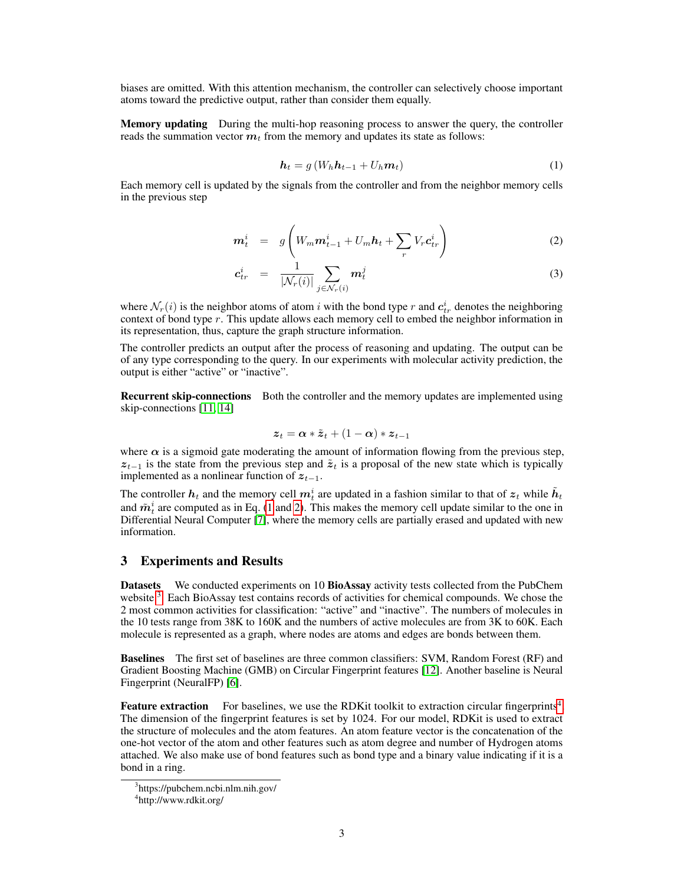biases are omitted. With this attention mechanism, the controller can selectively choose important atoms toward the predictive output, rather than consider them equally.

**Memory updating** During the multi-hop reasoning process to answer the query, the controller reads the summation vector $\boldsymbol{m}_t$ from the memory and updates its state as follows:

$$\boldsymbol{h}_t = g\left(W_h \boldsymbol{h}_{t-1} + U_h \boldsymbol{m}_t\right) \tag{1}$$

Each memory cell is updated by the signals from the controller and from the neighbor memory cells in the previous step

$$\boldsymbol{m}_t^i = g\left(W_m \boldsymbol{m}_{t-1}^i + U_m \boldsymbol{h}_t + \sum_r V_r \boldsymbol{c}_{tr}^i\right) \tag{2}$$

$$\boldsymbol{c}_{tr}^i = \frac{1}{|\mathcal{N}_r(i)|} \sum_{j \in \mathcal{N}_r(i)} \boldsymbol{m}_t^j \tag{3}$$

where $\mathcal{N}_r(i)$ is the neighbor atoms of atom $i$ with the bond type $r$ and $\boldsymbol{c}_{tr}^i$ denotes the neighboring context of bond type $r$. This update allows each memory cell to embed the neighbor information in its representation, thus, capture the graph structure information.

The controller predicts an output after the process of reasoning and updating. The output can be of any type corresponding to the query. In our experiments with molecular activity prediction, the output is either "active" or "inactive".

**Recurrent skip-connections** Both the controller and the memory updates are implemented using skip-connections [11, 14]

$$\boldsymbol{z}_t = \boldsymbol{\alpha} * \tilde{\boldsymbol{z}}_t + (1 - \boldsymbol{\alpha}) * \boldsymbol{z}_{t-1}$$

where $\boldsymbol{\alpha}$ is a sigmoid gate moderating the amount of information flowing from the previous step, $\boldsymbol{z}_{t-1}$ is the state from the previous step and $\tilde{\boldsymbol{z}}_t$ is a proposal of the new state which is typically implemented as a nonlinear function of $\boldsymbol{z}_{t-1}$.

The controller $\boldsymbol{h}_t$ and the memory cell $\boldsymbol{m}_t^i$ are updated in a fashion similar to that of $\boldsymbol{z}_t$ while $\tilde{\boldsymbol{h}}_t$ and $\tilde{\boldsymbol{m}}_t^i$ are computed as in Eq. (1 and 2). This makes the memory cell update similar to the one in Differential Neural Computer [7], where the memory cells are partially erased and updated with new information.

## 3 Experiments and Results

**Datasets** We conducted experiments on 10 **BioAssay** activity tests collected from the PubChem website[3]. Each BioAssay test contains records of activities for chemical compounds. We chose the 2 most common activities for classification: "active" and "inactive". The numbers of molecules in the 10 tests range from 38K to 160K and the numbers of active molecules are from 3K to 60K. Each molecule is represented as a graph, where nodes are atoms and edges are bonds between them.

**Baselines** The first set of baselines are three common classifiers: SVM, Random Forest (RF) and Gradient Boosting Machine (GMB) on Circular Fingerprint features [12]. Another baseline is Neural Fingerprint (NeuralFP) [6].

**Feature extraction** For baselines, we use the RDKit toolkit to extraction circular fingerprints[4]. The dimension of the fingerprint features is set by 1024. For our model, RDKit is used to extract the structure of molecules and the atom features. An atom feature vector is the concatenation of the one-hot vector of the atom and other features such as atom degree and number of Hydrogen atoms attached. We also make use of bond features such as bond type and a binary value indicating if it is a bond in a ring.

[3] https://pubchem.ncbi.nlm.nih.gov/

[4] http://www.rdkit.org/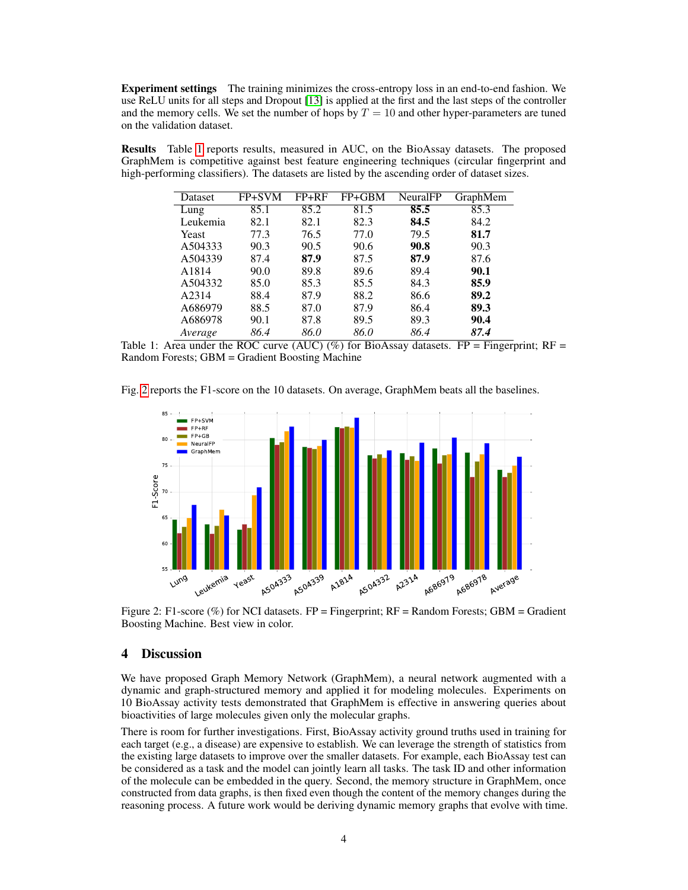**Experiment settings** The training minimizes the cross-entropy loss in an end-to-end fashion. We use ReLU units for all steps and Dropout [13] is applied at the first and the last steps of the controller and the memory cells. We set the number of hops by $T = 10$ and other hyper-parameters are tuned on the validation dataset.

**Results** Table 1 reports results, measured in AUC, on the BioAssay datasets. The proposed GraphMem is competitive against best feature engineering techniques (circular fingerprint and high-performing classifiers). The datasets are listed by the ascending order of dataset sizes.

| Dataset | FP+SVM | FP+RF | FP+GBM | NeuralFP | GraphMem |
|---|---|---|---|---|---|
| Lung | 85.1 | 85.2 | 81.5 | **85.5** | 85.3 |
| Leukemia | 82.1 | 82.1 | 82.3 | **84.5** | 84.2 |
| Yeast | 77.3 | 76.5 | 77.0 | 79.5 | **81.7** |
| A504333 | 90.3 | 90.5 | 90.6 | **90.8** | 90.3 |
| A504339 | 87.4 | **87.9** | 87.5 | **87.9** | 87.6 |
| A1814 | 90.0 | 89.8 | 89.6 | 89.4 | **90.1** |
| A504332 | 85.0 | 85.3 | 85.5 | 84.3 | **85.9** |
| A2314 | 88.4 | 87.9 | 88.2 | 86.6 | **89.2** |
| A686979 | 88.5 | 87.0 | 87.9 | 86.4 | **89.3** |
| A686978 | 90.1 | 87.8 | 89.5 | 89.3 | **90.4** |
| *Average* | *86.4* | *86.0* | *86.0* | *86.4* | ***87.4*** |

Table 1: Area under the ROC curve (AUC) (%) for BioAssay datasets. FP = Fingerprint; RF = Random Forests; GBM = Gradient Boosting Machine

Fig. 2 reports the F1-score on the 10 datasets. On average, GraphMem beats all the baselines.

Figure 2: F1-score (%) for NCI datasets. FP = Fingerprint; RF = Random Forests; GBM = Gradient Boosting Machine. Best view in color.

## 4 Discussion

We have proposed Graph Memory Network (GraphMem), a neural network augmented with a dynamic and graph-structured memory and applied it for modeling molecules. Experiments on 10 BioAssay activity tests demonstrated that GraphMem is effective in answering queries about bioactivities of large molecules given only the molecular graphs.

There is room for further investigations. First, BioAssay activity ground truths used in training for each target (e.g., a disease) are expensive to establish. We can leverage the strength of statistics from the existing large datasets to improve over the smaller datasets. For example, each BioAssay test can be considered as a task and the model can jointly learn all tasks. The task ID and other information of the molecule can be embedded in the query. Second, the memory structure in GraphMem, once constructed from data graphs, is then fixed even though the content of the memory changes during the reasoning process. A future work would be deriving dynamic memory graphs that evolve with time.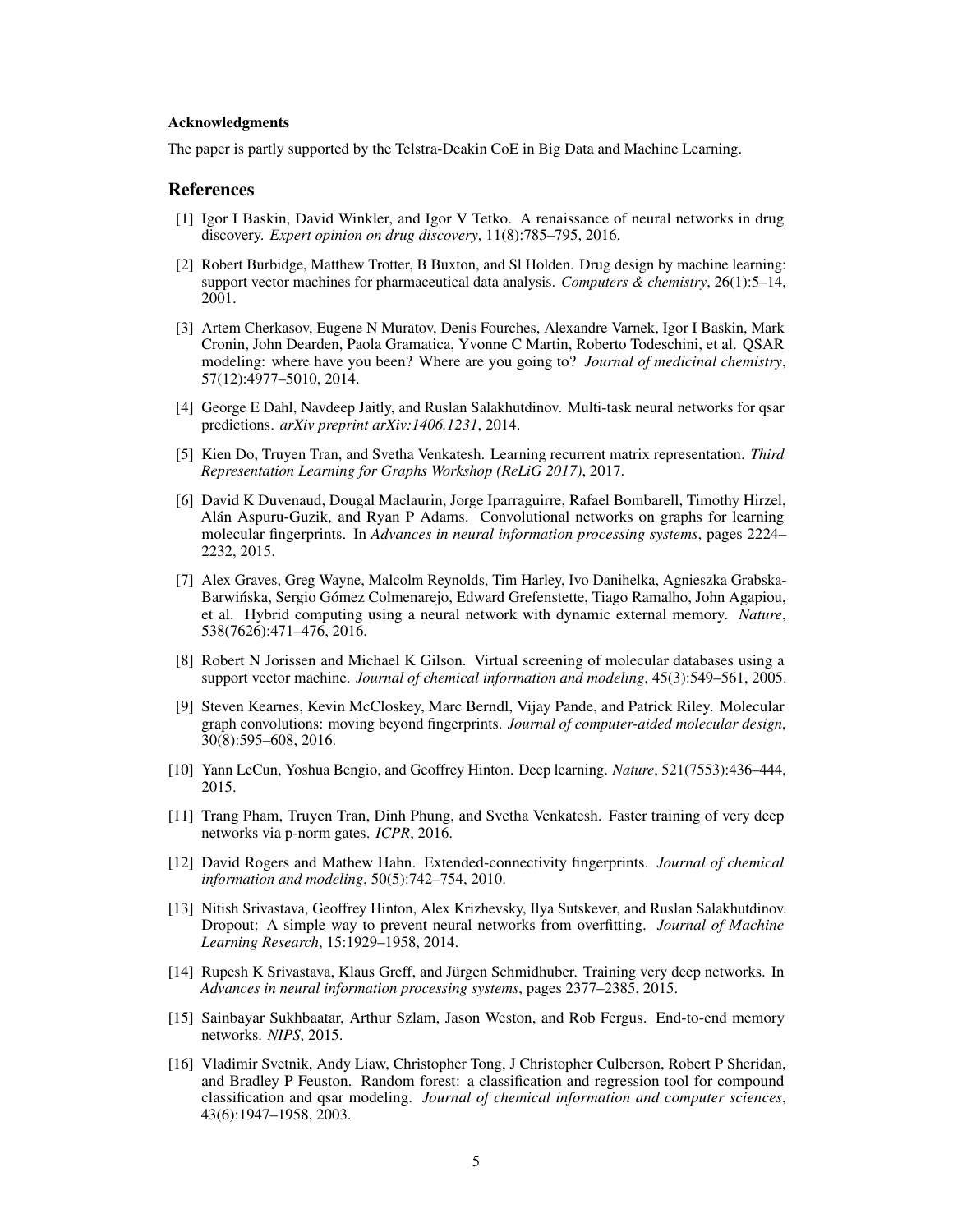#### Acknowledgments

The paper is partly supported by the Telstra-Deakin CoE in Big Data and Machine Learning.

## References

[1] Igor I Baskin, David Winkler, and Igor V Tetko. A renaissance of neural networks in drug discovery. *Expert opinion on drug discovery*, 11(8):785–795, 2016.

[2] Robert Burbidge, Matthew Trotter, B Buxton, and Sl Holden. Drug design by machine learning: support vector machines for pharmaceutical data analysis. *Computers & chemistry*, 26(1):5–14, 2001.

[3] Artem Cherkasov, Eugene N Muratov, Denis Fourches, Alexandre Varnek, Igor I Baskin, Mark Cronin, John Dearden, Paola Gramatica, Yvonne C Martin, Roberto Todeschini, et al. QSAR modeling: where have you been? Where are you going to? *Journal of medicinal chemistry*, 57(12):4977–5010, 2014.

[4] George E Dahl, Navdeep Jaitly, and Ruslan Salakhutdinov. Multi-task neural networks for qsar predictions. *arXiv preprint arXiv:1406.1231*, 2014.

[5] Kien Do, Truyen Tran, and Svetha Venkatesh. Learning recurrent matrix representation. *Third Representation Learning for Graphs Workshop (ReLiG 2017)*, 2017.

[6] David K Duvenaud, Dougal Maclaurin, Jorge Iparraguirre, Rafael Bombarell, Timothy Hirzel, Alán Aspuru-Guzik, and Ryan P Adams. Convolutional networks on graphs for learning molecular fingerprints. In *Advances in neural information processing systems*, pages 2224–2232, 2015.

[7] Alex Graves, Greg Wayne, Malcolm Reynolds, Tim Harley, Ivo Danihelka, Agnieszka Grabska-Barwińska, Sergio Gómez Colmenarejo, Edward Grefenstette, Tiago Ramalho, John Agapiou, et al. Hybrid computing using a neural network with dynamic external memory. *Nature*, 538(7626):471–476, 2016.

[8] Robert N Jorissen and Michael K Gilson. Virtual screening of molecular databases using a support vector machine. *Journal of chemical information and modeling*, 45(3):549–561, 2005.

[9] Steven Kearnes, Kevin McCloskey, Marc Berndl, Vijay Pande, and Patrick Riley. Molecular graph convolutions: moving beyond fingerprints. *Journal of computer-aided molecular design*, 30(8):595–608, 2016.

[10] Yann LeCun, Yoshua Bengio, and Geoffrey Hinton. Deep learning. *Nature*, 521(7553):436–444, 2015.

[11] Trang Pham, Truyen Tran, Dinh Phung, and Svetha Venkatesh. Faster training of very deep networks via p-norm gates. *ICPR*, 2016.

[12] David Rogers and Mathew Hahn. Extended-connectivity fingerprints. *Journal of chemical information and modeling*, 50(5):742–754, 2010.

[13] Nitish Srivastava, Geoffrey Hinton, Alex Krizhevsky, Ilya Sutskever, and Ruslan Salakhutdinov. Dropout: A simple way to prevent neural networks from overfitting. *Journal of Machine Learning Research*, 15:1929–1958, 2014.

[14] Rupesh K Srivastava, Klaus Greff, and Jürgen Schmidhuber. Training very deep networks. In *Advances in neural information processing systems*, pages 2377–2385, 2015.

[15] Sainbayar Sukhbaatar, Arthur Szlam, Jason Weston, and Rob Fergus. End-to-end memory networks. *NIPS*, 2015.

[16] Vladimir Svetnik, Andy Liaw, Christopher Tong, J Christopher Culberson, Robert P Sheridan, and Bradley P Feuston. Random forest: a classification and regression tool for compound classification and qsar modeling. *Journal of chemical information and computer sciences*, 43(6):1947–1958, 2003.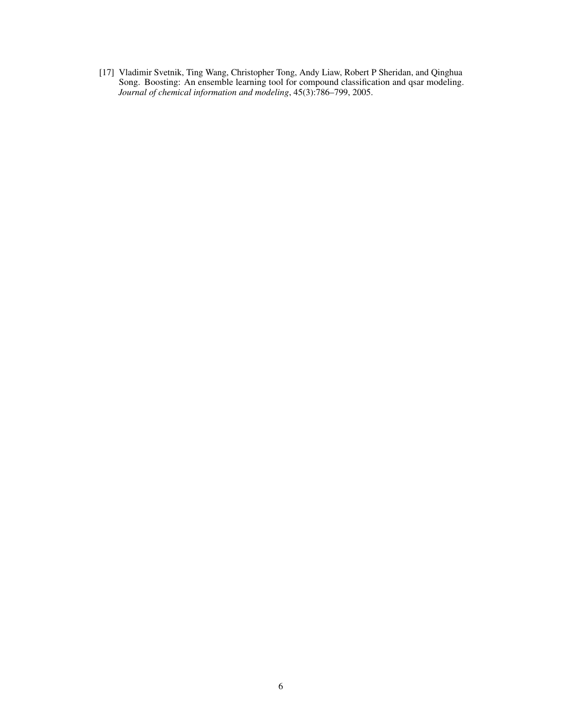[17] Vladimir Svetnik, Ting Wang, Christopher Tong, Andy Liaw, Robert P Sheridan, and Qinghua Song. Boosting: An ensemble learning tool for compound classification and qsar modeling. *Journal of chemical information and modeling*, 45(3):786–799, 2005.